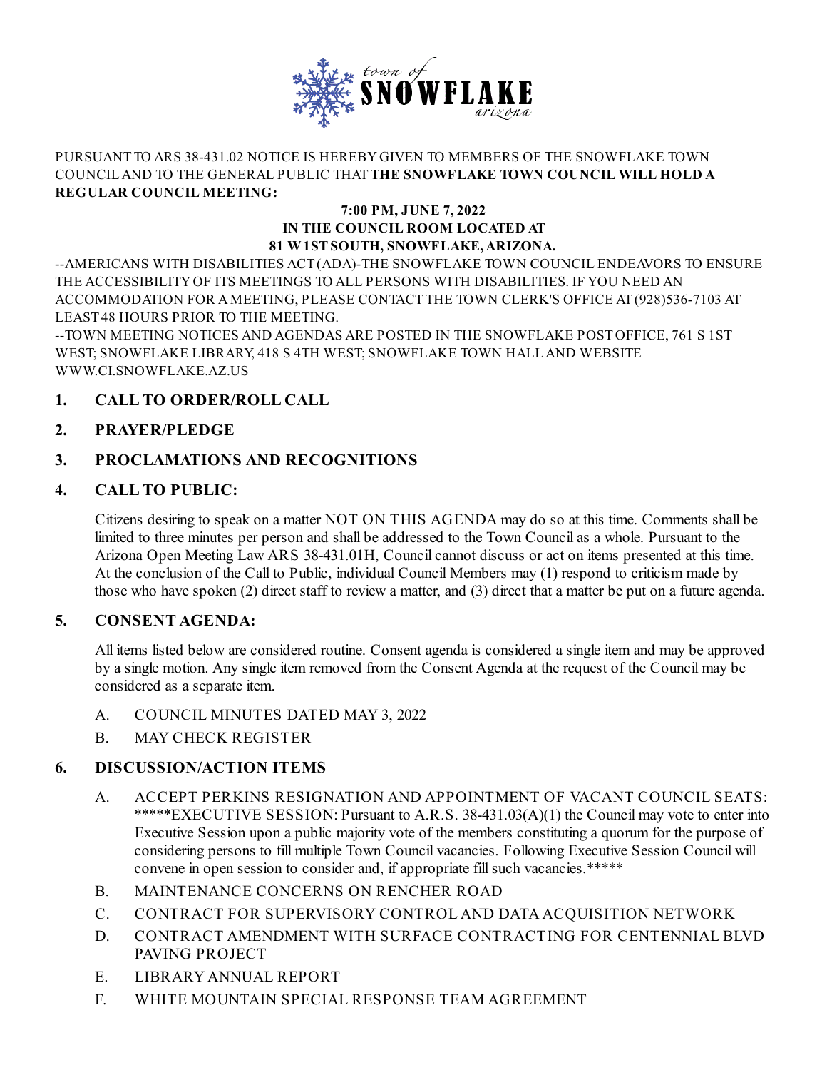town of **SNOWFLAKE** arizona

PURSUANT TO ARS 38-431.02 NOTICE IS HEREBY GIVEN TO MEMBERS OF THE SNOWFLAKE TOWN COUNCIL AND TO THE GENERAL PUBLIC THAT **THE SNOWFLAKE TOWN COUNCIL WILL HOLD A REGULAR COUNCIL MEETING:**

**7:00 PM, JUNE 7, 2022**
**IN THE COUNCIL ROOM LOCATED AT**
**81 W 1ST SOUTH, SNOWFLAKE, ARIZONA.**

--AMERICANS WITH DISABILITIES ACT (ADA)-THE SNOWFLAKE TOWN COUNCIL ENDEAVORS TO ENSURE THE ACCESSIBILITY OF ITS MEETINGS TO ALL PERSONS WITH DISABILITIES. IF YOU NEED AN ACCOMMODATION FOR A MEETING, PLEASE CONTACT THE TOWN CLERK'S OFFICE AT (928)536-7103 AT LEAST 48 HOURS PRIOR TO THE MEETING.
--TOWN MEETING NOTICES AND AGENDAS ARE POSTED IN THE SNOWFLAKE POST OFFICE, 761 S 1ST WEST; SNOWFLAKE LIBRARY, 418 S 4TH WEST; SNOWFLAKE TOWN HALL AND WEBSITE WWW.CI.SNOWFLAKE.AZ.US

## 1. CALL TO ORDER/ROLL CALL

## 2. PRAYER/PLEDGE

## 3. PROCLAMATIONS AND RECOGNITIONS

## 4. CALL TO PUBLIC:

Citizens desiring to speak on a matter NOT ON THIS AGENDA may do so at this time. Comments shall be limited to three minutes per person and shall be addressed to the Town Council as a whole. Pursuant to the Arizona Open Meeting Law ARS 38-431.01H, Council cannot discuss or act on items presented at this time. At the conclusion of the Call to Public, individual Council Members may (1) respond to criticism made by those who have spoken (2) direct staff to review a matter, and (3) direct that a matter be put on a future agenda.

## 5. CONSENT AGENDA:

All items listed below are considered routine. Consent agenda is considered a single item and may be approved by a single motion. Any single item removed from the Consent Agenda at the request of the Council may be considered as a separate item.

A. COUNCIL MINUTES DATED MAY 3, 2022

B. MAY CHECK REGISTER

## 6. DISCUSSION/ACTION ITEMS

A. ACCEPT PERKINS RESIGNATION AND APPOINTMENT OF VACANT COUNCIL SEATS: *****EXECUTIVE SESSION: Pursuant to A.R.S. 38-431.03(A)(1) the Council may vote to enter into Executive Session upon a public majority vote of the members constituting a quorum for the purpose of considering persons to fill multiple Town Council vacancies. Following Executive Session Council will convene in open session to consider and, if appropriate fill such vacancies.*****

B. MAINTENANCE CONCERNS ON RENCHER ROAD

C. CONTRACT FOR SUPERVISORY CONTROL AND DATA ACQUISITION NETWORK

D. CONTRACT AMENDMENT WITH SURFACE CONTRACTING FOR CENTENNIAL BLVD PAVING PROJECT

E. LIBRARY ANNUAL REPORT

F. WHITE MOUNTAIN SPECIAL RESPONSE TEAM AGREEMENT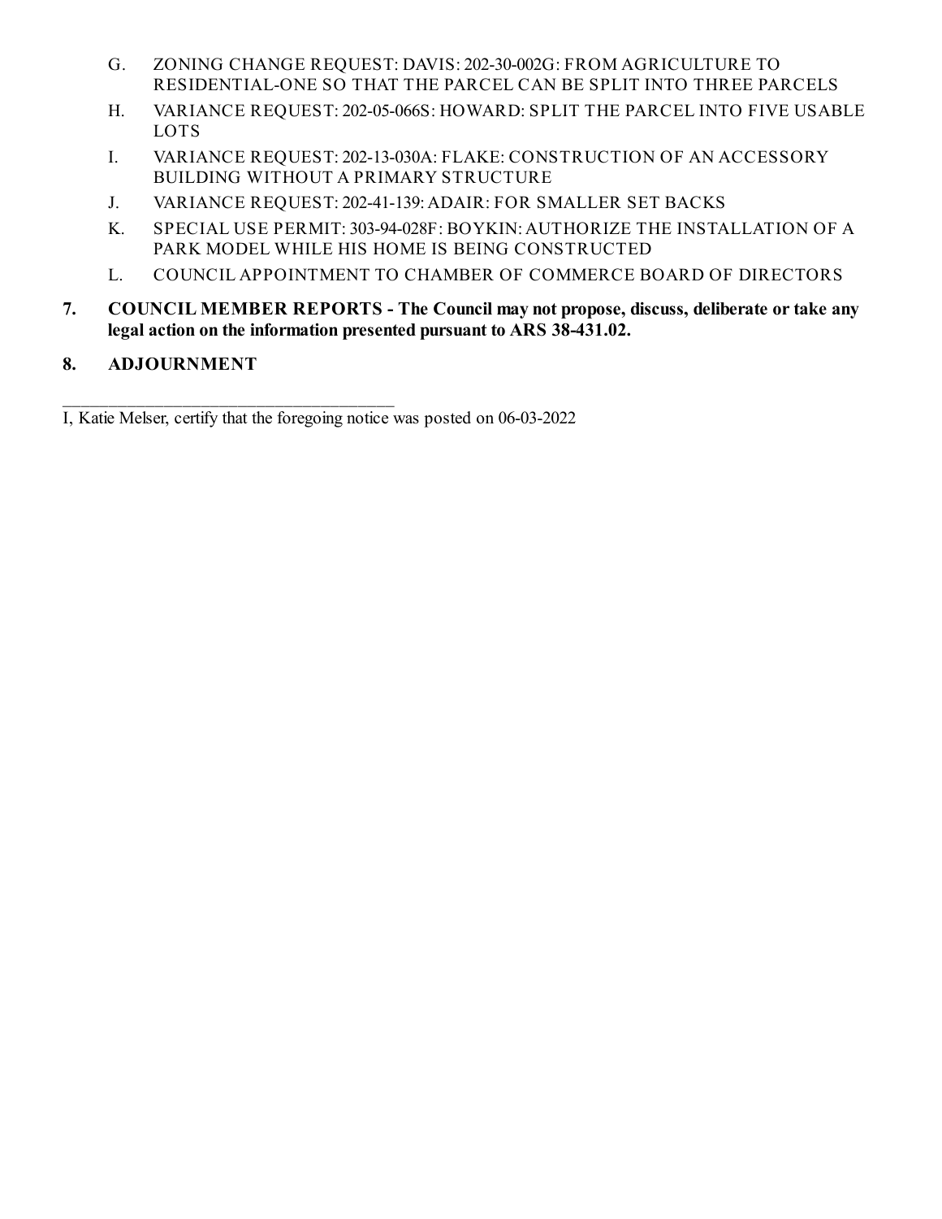G. ZONING CHANGE REQUEST: DAVIS: 202-30-002G: FROM AGRICULTURE TO RESIDENTIAL-ONE SO THAT THE PARCEL CAN BE SPLIT INTO THREE PARCELS

H. VARIANCE REQUEST: 202-05-066S: HOWARD: SPLIT THE PARCEL INTO FIVE USABLE LOTS

I. VARIANCE REQUEST: 202-13-030A: FLAKE: CONSTRUCTION OF AN ACCESSORY BUILDING WITHOUT A PRIMARY STRUCTURE

J. VARIANCE REQUEST: 202-41-139: ADAIR: FOR SMALLER SET BACKS

K. SPECIAL USE PERMIT: 303-94-028F: BOYKIN: AUTHORIZE THE INSTALLATION OF A PARK MODEL WHILE HIS HOME IS BEING CONSTRUCTED

L. COUNCIL APPOINTMENT TO CHAMBER OF COMMERCE BOARD OF DIRECTORS

**7. COUNCIL MEMBER REPORTS - The Council may not propose, discuss, deliberate or take any legal action on the information presented pursuant to ARS 38-431.02.**

**8. ADJOURNMENT**

_______________________________________

I, Katie Melser, certify that the foregoing notice was posted on 06-03-2022